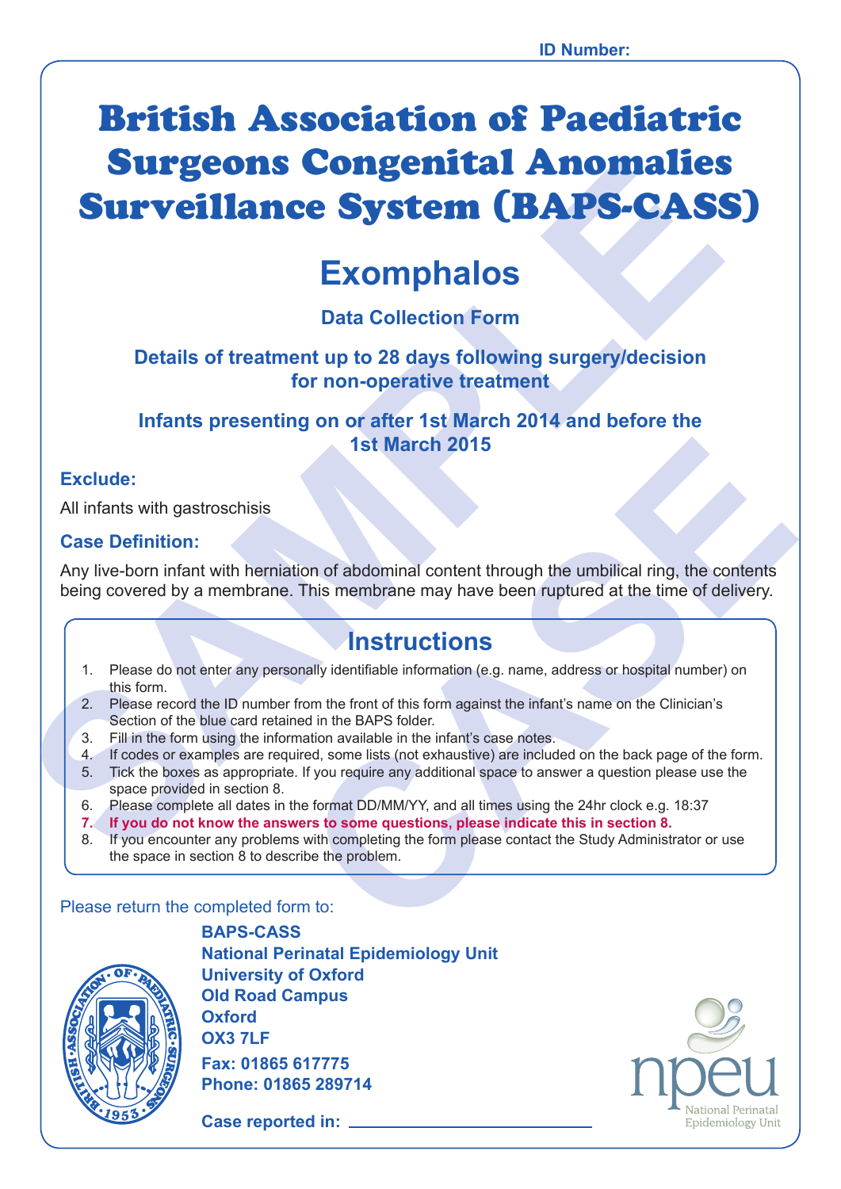ID Number:

# British Association of Paediatric Surgeons Congenital Anomalies Surveillance System (BAPS-CASS)

## Exomphalos

**Data Collection Form**

**Details of treatment up to 28 days following surgery/decision for non-operative treatment**

**Infants presenting on or after 1st March 2014 and before the 1st March 2015**

### Exclude:

All infants with gastroschisis

### Case Definition:

Any live-born infant with herniation of abdominal content through the umbilical ring, the contents being covered by a membrane. This membrane may have been ruptured at the time of delivery.

## Instructions

1. Please do not enter any personally identifiable information (e.g. name, address or hospital number) on this form.
2. Please record the ID number from the front of this form against the infant's name on the Clinician's Section of the blue card retained in the BAPS folder.
3. Fill in the form using the information available in the infant's case notes.
4. If codes or examples are required, some lists (not exhaustive) are included on the back page of the form.
5. Tick the boxes as appropriate. If you require any additional space to answer a question please use the space provided in section 8.
6. Please complete all dates in the format DD/MM/YY, and all times using the 24hr clock e.g. 18:37
7. **If you do not know the answers to some questions, please indicate this in section 8.**
8. If you encounter any problems with completing the form please contact the Study Administrator or use the space in section 8 to describe the problem.

Please return the completed form to:

**BAPS-CASS**
**National Perinatal Epidemiology Unit**
**University of Oxford**
**Old Road Campus**
**Oxford**
**OX3 7LF**
**Fax: 01865 617775**
**Phone: 01865 289714**

**Case reported in:** ______________________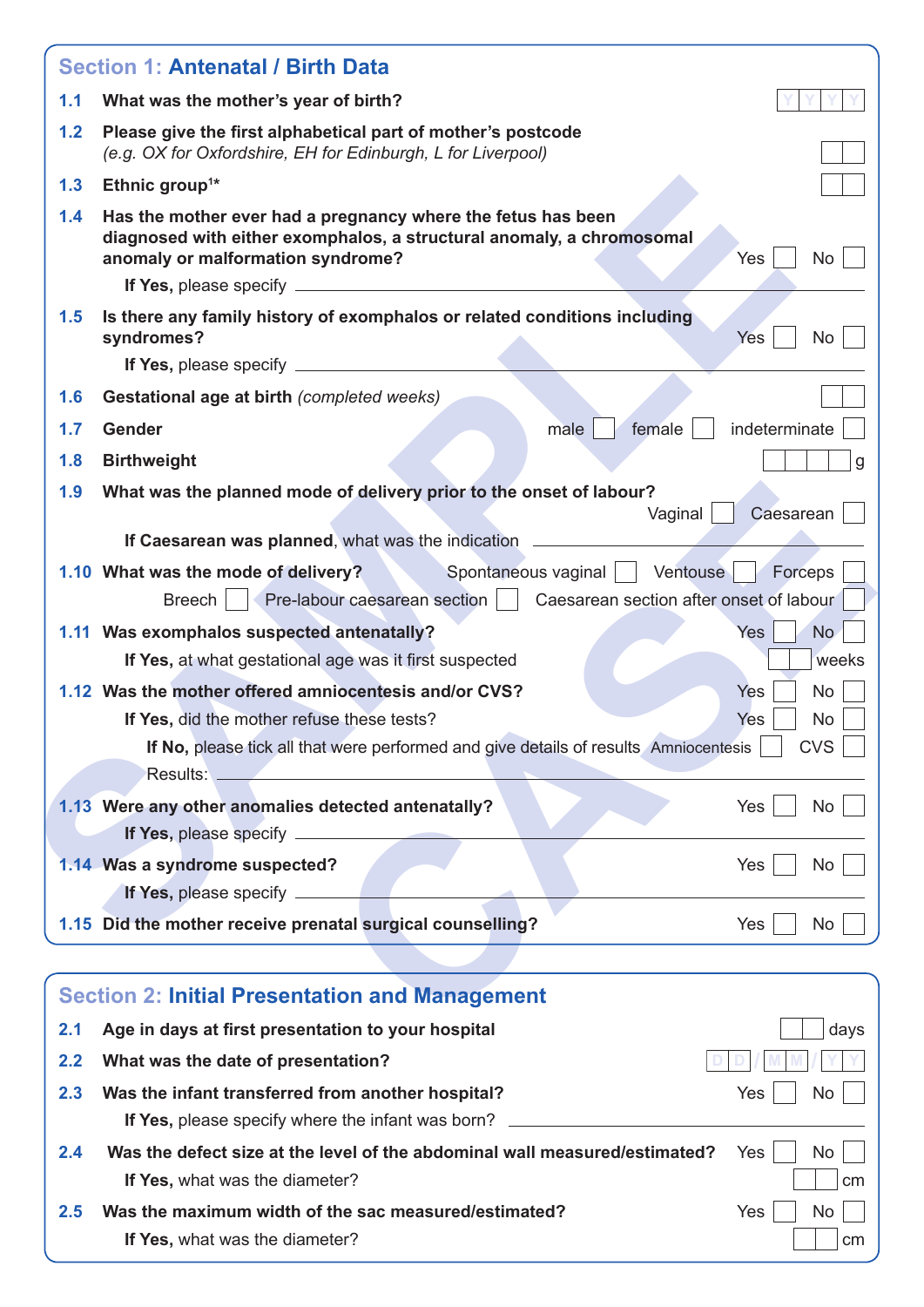## Section 1: Antenatal / Birth Data

**1.1 What was the mother's year of birth?** Y Y Y Y

**1.2 Please give the first alphabetical part of mother's postcode**
*(e.g. OX for Oxfordshire, EH for Edinburgh, L for Liverpool)*

**1.3 Ethnic group[1]\***

**1.4 Has the mother ever had a pregnancy where the fetus has been diagnosed with either exomphalos, a structural anomaly, a chromosomal anomaly or malformation syndrome?** Yes ☐ No ☐

**If Yes,** please specify ______

**1.5 Is there any family history of exomphalos or related conditions including syndromes?** Yes ☐ No ☐

**If Yes,** please specify ______

**1.6 Gestational age at birth** *(completed weeks)*

**1.7 Gender** male ☐ female ☐ indeterminate ☐

**1.8 Birthweight** ______ g

**1.9 What was the planned mode of delivery prior to the onset of labour?** Vaginal ☐ Caesarean ☐

**If Caesarean was planned**, what was the indication ______

**1.10 What was the mode of delivery?** Spontaneous vaginal ☐ Ventouse ☐ Forceps ☐ Breech ☐ Pre-labour caesarean section ☐ Caesarean section after onset of labour ☐

**1.11 Was exomphalos suspected antenatally?** Yes ☐ No ☐

**If Yes,** at what gestational age was it first suspected ______ weeks

**1.12 Was the mother offered amniocentesis and/or CVS?** Yes ☐ No ☐

**If Yes,** did the mother refuse these tests? Yes ☐ No ☐

**If No,** please tick all that were performed and give details of results Amniocentesis ☐ CVS ☐

Results: ______

**1.13 Were any other anomalies detected antenatally?** Yes ☐ No ☐

**If Yes,** please specify ______

**1.14 Was a syndrome suspected?** Yes ☐ No ☐

**If Yes,** please specify ______

**1.15 Did the mother receive prenatal surgical counselling?** Yes ☐ No ☐

## Section 2: Initial Presentation and Management

**2.1 Age in days at first presentation to your hospital** ______ days

**2.2 What was the date of presentation?** D D / M M / Y Y

**2.3 Was the infant transferred from another hospital?** Yes ☐ No ☐

**If Yes,** please specify where the infant was born? ______

**2.4 Was the defect size at the level of the abdominal wall measured/estimated?** Yes ☐ No ☐

**If Yes,** what was the diameter? ______ cm

**2.5 Was the maximum width of the sac measured/estimated?** Yes ☐ No ☐

**If Yes,** what was the diameter? ______ cm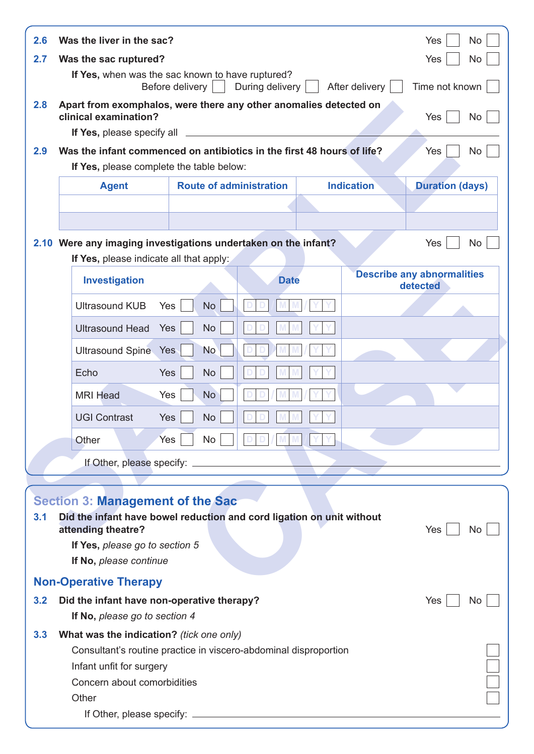**2.6 Was the liver in the sac?** Yes ☐ No ☐

**2.7 Was the sac ruptured?** Yes ☐ No ☐

**If Yes,** when was the sac known to have ruptured?
Before delivery ☐ During delivery ☐ After delivery ☐ Time not known ☐

**2.8 Apart from exomphalos, were there any other anomalies detected on clinical examination?** Yes ☐ No ☐

**If Yes,** please specify all ______________________________

**2.9 Was the infant commenced on antibiotics in the first 48 hours of life?** Yes ☐ No ☐

**If Yes,** please complete the table below:

| Agent | Route of administration | Indication | Duration (days) |
|---|---|---|---|
| | | | |
| | | | |

**2.10 Were any imaging investigations undertaken on the infant?** Yes ☐ No ☐

**If Yes,** please indicate all that apply:

| Investigation | Date | Describe any abnormalities detected |
|---|---|---|
| Ultrasound KUB Yes ☐ No ☐ | DD/MM/YY | |
| Ultrasound Head Yes ☐ No ☐ | DD/MM/YY | |
| Ultrasound Spine Yes ☐ No ☐ | DD/MM/YY | |
| Echo Yes ☐ No ☐ | DD/MM/YY | |
| MRI Head Yes ☐ No ☐ | DD/MM/YY | |
| UGI Contrast Yes ☐ No ☐ | DD/MM/YY | |
| Other Yes ☐ No ☐ | DD/MM/YY | |

If Other, please specify: ______________________________

## Section 3: Management of the Sac

**3.1 Did the infant have bowel reduction and cord ligation on unit without attending theatre?** Yes ☐ No ☐

**If Yes,** *please go to section 5*

**If No,** *please continue*

### Non-Operative Therapy

**3.2 Did the infant have non-operative therapy?** Yes ☐ No ☐

**If No,** *please go to section 4*

**3.3 What was the indication?** *(tick one only)*

- Consultant's routine practice in viscero-abdominal disproportion ☐
- Infant unfit for surgery ☐
- Concern about comorbidities ☐
- Other ☐

If Other, please specify: ______________________________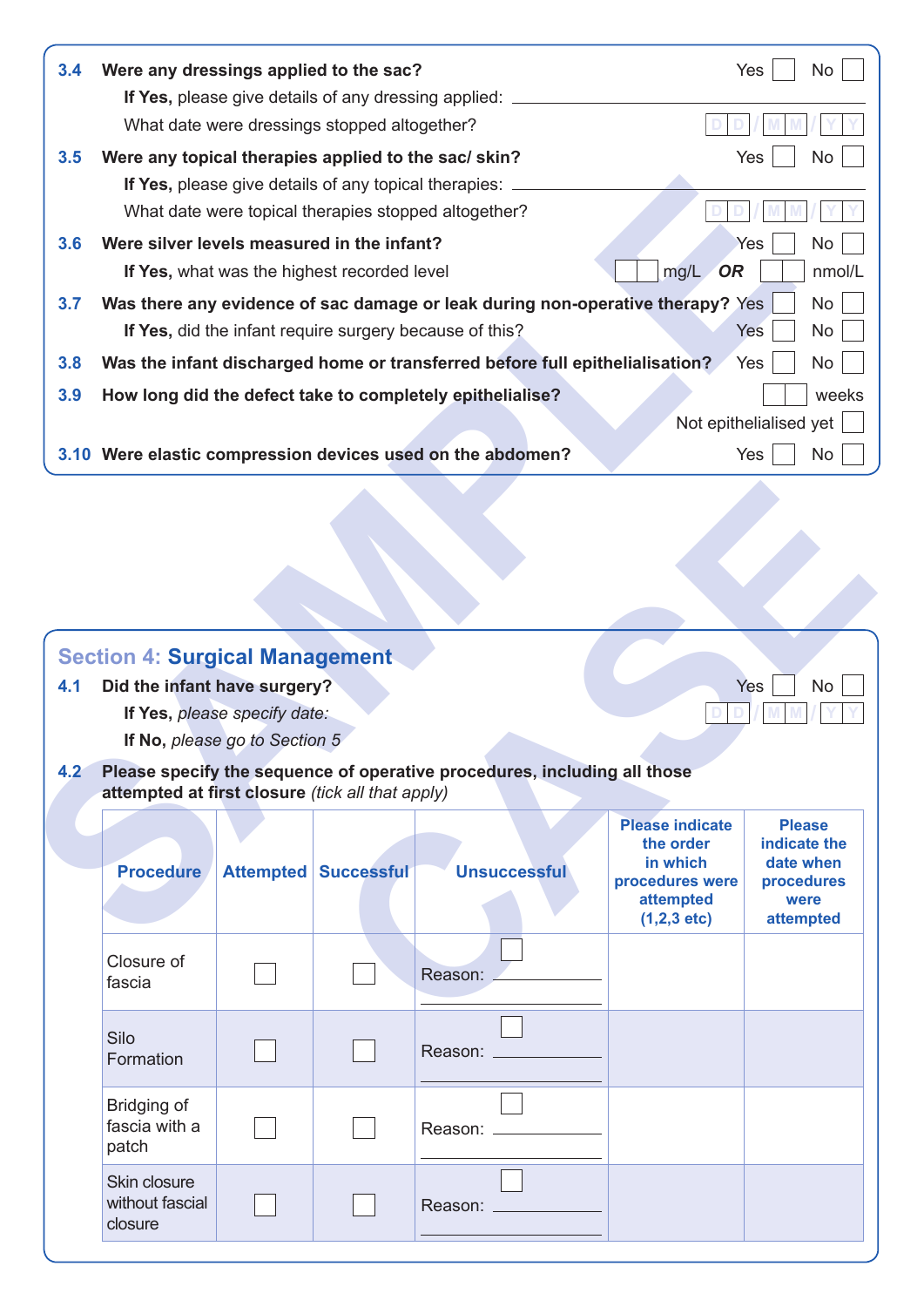**3.4 Were any dressings applied to the sac?** Yes ☐ No ☐

**If Yes,** please give details of any dressing applied: ____________________

What date were dressings stopped altogether? DD/MM/YY

**3.5 Were any topical therapies applied to the sac/ skin?** Yes ☐ No ☐

**If Yes,** please give details of any topical therapies: ____________________

What date were topical therapies stopped altogether? DD/MM/YY

**3.6 Were silver levels measured in the infant?** Yes ☐ No ☐

**If Yes,** what was the highest recorded level ☐☐ mg/L ***OR*** ☐☐ nmol/L

**3.7 Was there any evidence of sac damage or leak during non-operative therapy?** Yes ☐ No ☐

**If Yes,** did the infant require surgery because of this? Yes ☐ No ☐

**3.8 Was the infant discharged home or transferred before full epithelialisation?** Yes ☐ No ☐

**3.9 How long did the defect take to completely epithelialise?** ☐☐ weeks

Not epithelialised yet ☐

**3.10 Were elastic compression devices used on the abdomen?** Yes ☐ No ☐

## Section 4: Surgical Management

**4.1 Did the infant have surgery?** Yes ☐ No ☐

**If Yes,** *please specify date:* DD/MM/YY

**If No,** *please go to Section 5*

**4.2 Please specify the sequence of operative procedures, including all those attempted at first closure** *(tick all that apply)*

| Procedure | Attempted | Successful | Unsuccessful | Please indicate the order in which procedures were attempted (1,2,3 etc) | Please indicate the date when procedures were attempted |
|---|---|---|---|---|---|
| Closure of fascia | ☐ | ☐ | ☐ Reason: ____________ | | |
| Silo Formation | ☐ | ☐ | ☐ Reason: ____________ | | |
| Bridging of fascia with a patch | ☐ | ☐ | ☐ Reason: ____________ | | |
| Skin closure without fascial closure | ☐ | ☐ | ☐ Reason: ____________ | | |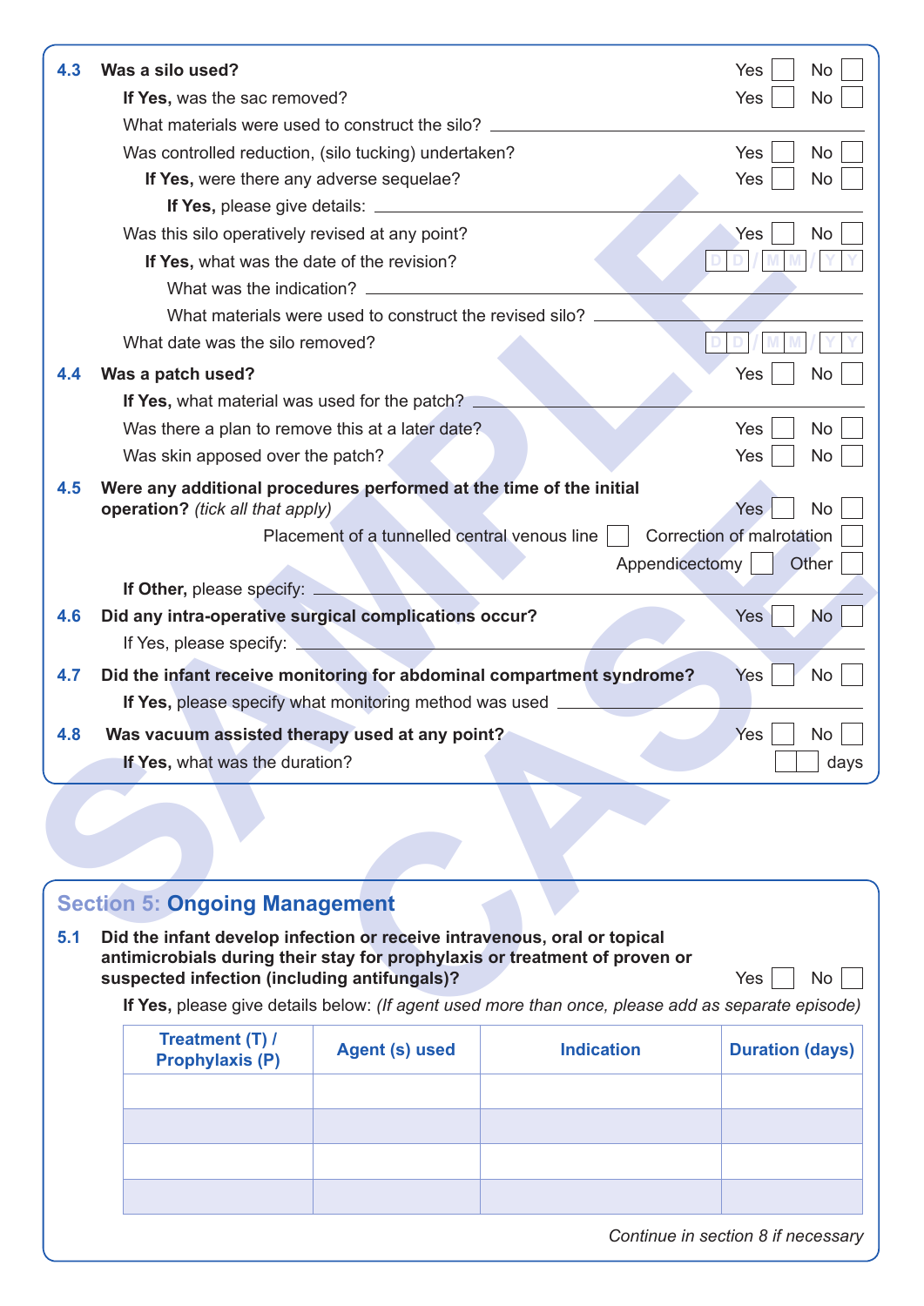**4.3 Was a silo used?** Yes ☐ No ☐

**If Yes,** was the sac removed? Yes ☐ No ☐

What materials were used to construct the silo? \_\_\_\_\_\_\_\_\_\_\_\_\_\_\_\_\_\_\_\_

Was controlled reduction, (silo tucking) undertaken? Yes ☐ No ☐

**If Yes,** were there any adverse sequelae? Yes ☐ No ☐

**If Yes,** please give details: \_\_\_\_\_\_\_\_\_\_\_\_\_\_\_\_\_\_\_\_

Was this silo operatively revised at any point? Yes ☐ No ☐

**If Yes,** what was the date of the revision? DD/MM/YY

What was the indication? \_\_\_\_\_\_\_\_\_\_\_\_\_\_\_\_\_\_\_\_

What materials were used to construct the revised silo? \_\_\_\_\_\_\_\_\_\_\_\_\_\_\_\_\_\_\_\_

What date was the silo removed? DD/MM/YY

**4.4 Was a patch used?** Yes ☐ No ☐

**If Yes,** what material was used for the patch? \_\_\_\_\_\_\_\_\_\_\_\_\_\_\_\_\_\_\_\_

Was there a plan to remove this at a later date? Yes ☐ No ☐

Was skin apposed over the patch? Yes ☐ No ☐

**4.5 Were any additional procedures performed at the time of the initial operation?** *(tick all that apply)* Yes ☐ No ☐

Placement of a tunnelled central venous line ☐ Correction of malrotation ☐

Appendicectomy ☐ Other ☐

**If Other,** please specify: \_\_\_\_\_\_\_\_\_\_\_\_\_\_\_\_\_\_\_\_

**4.6 Did any intra-operative surgical complications occur?** Yes ☐ No ☐

If Yes, please specify: \_\_\_\_\_\_\_\_\_\_\_\_\_\_\_\_\_\_\_\_

**4.7 Did the infant receive monitoring for abdominal compartment syndrome?** Yes ☐ No ☐

**If Yes,** please specify what monitoring method was used \_\_\_\_\_\_\_\_\_\_\_\_\_\_\_\_\_\_\_\_

**4.8 Was vacuum assisted therapy used at any point?** Yes ☐ No ☐

**If Yes,** what was the duration? ☐☐ days

## Section 5: Ongoing Management

**5.1 Did the infant develop infection or receive intravenous, oral or topical antimicrobials during their stay for prophylaxis or treatment of proven or suspected infection (including antifungals)?** Yes ☐ No ☐

**If Yes,** please give details below: *(If agent used more than once, please add as separate episode)*

| Treatment (T) / Prophylaxis (P) | Agent (s) used | Indication | Duration (days) |
|---|---|---|---|
| | | | |
| | | | |
| | | | |
| | | | |

*Continue in section 8 if necessary*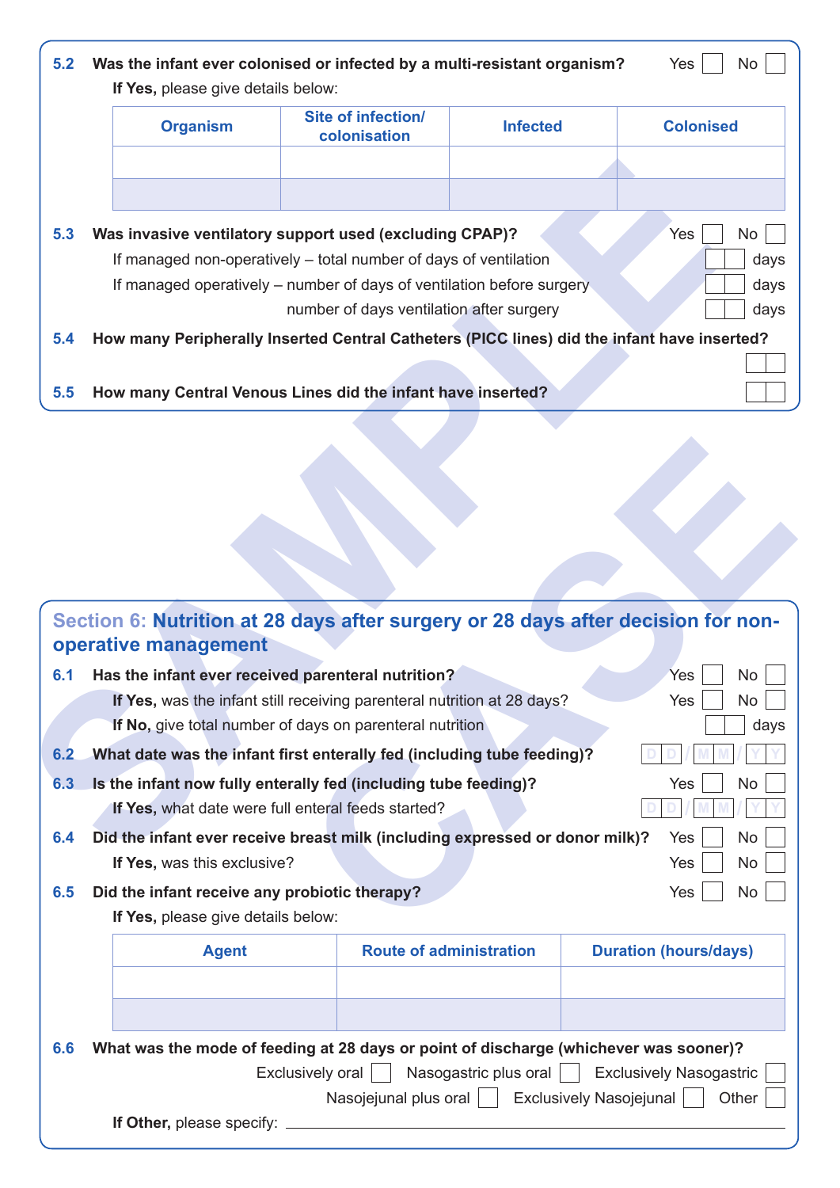**5.2 Was the infant ever colonised or infected by a multi-resistant organism?** Yes ☐ No ☐

**If Yes,** please give details below:

| Organism | Site of infection/ colonisation | Infected | Colonised |
|---|---|---|---|
| | | | |
| | | | |

**5.3 Was invasive ventilatory support used (excluding CPAP)?** Yes ☐ No ☐

If managed non-operatively – total number of days of ventilation ☐☐ days

If managed operatively – number of days of ventilation before surgery ☐☐ days

number of days ventilation after surgery ☐☐ days

**5.4 How many Peripherally Inserted Central Catheters (PICC lines) did the infant have inserted?** ☐☐

**5.5 How many Central Venous Lines did the infant have inserted?** ☐☐

## Section 6: Nutrition at 28 days after surgery or 28 days after decision for non-operative management

**6.1 Has the infant ever received parenteral nutrition?** Yes ☐ No ☐

**If Yes,** was the infant still receiving parenteral nutrition at 28 days? Yes ☐ No ☐

**If No,** give total number of days on parenteral nutrition ☐☐ days

**6.2 What date was the infant first enterally fed (including tube feeding)?** D D / M M / Y Y

**6.3 Is the infant now fully enterally fed (including tube feeding)?** Yes ☐ No ☐

**If Yes,** what date were full enteral feeds started? D D / M M / Y Y

**6.4 Did the infant ever receive breast milk (including expressed or donor milk)?** Yes ☐ No ☐

**If Yes,** was this exclusive? Yes ☐ No ☐

**6.5 Did the infant receive any probiotic therapy?** Yes ☐ No ☐

**If Yes,** please give details below:

| Agent | Route of administration | Duration (hours/days) |
|---|---|---|
| | | |
| | | |

**6.6 What was the mode of feeding at 28 days or point of discharge (whichever was sooner)?**

Exclusively oral ☐ Nasogastric plus oral ☐ Exclusively Nasogastric ☐

Nasojejunal plus oral ☐ Exclusively Nasojejunal ☐ Other ☐

**If Other,** please specify: ____________________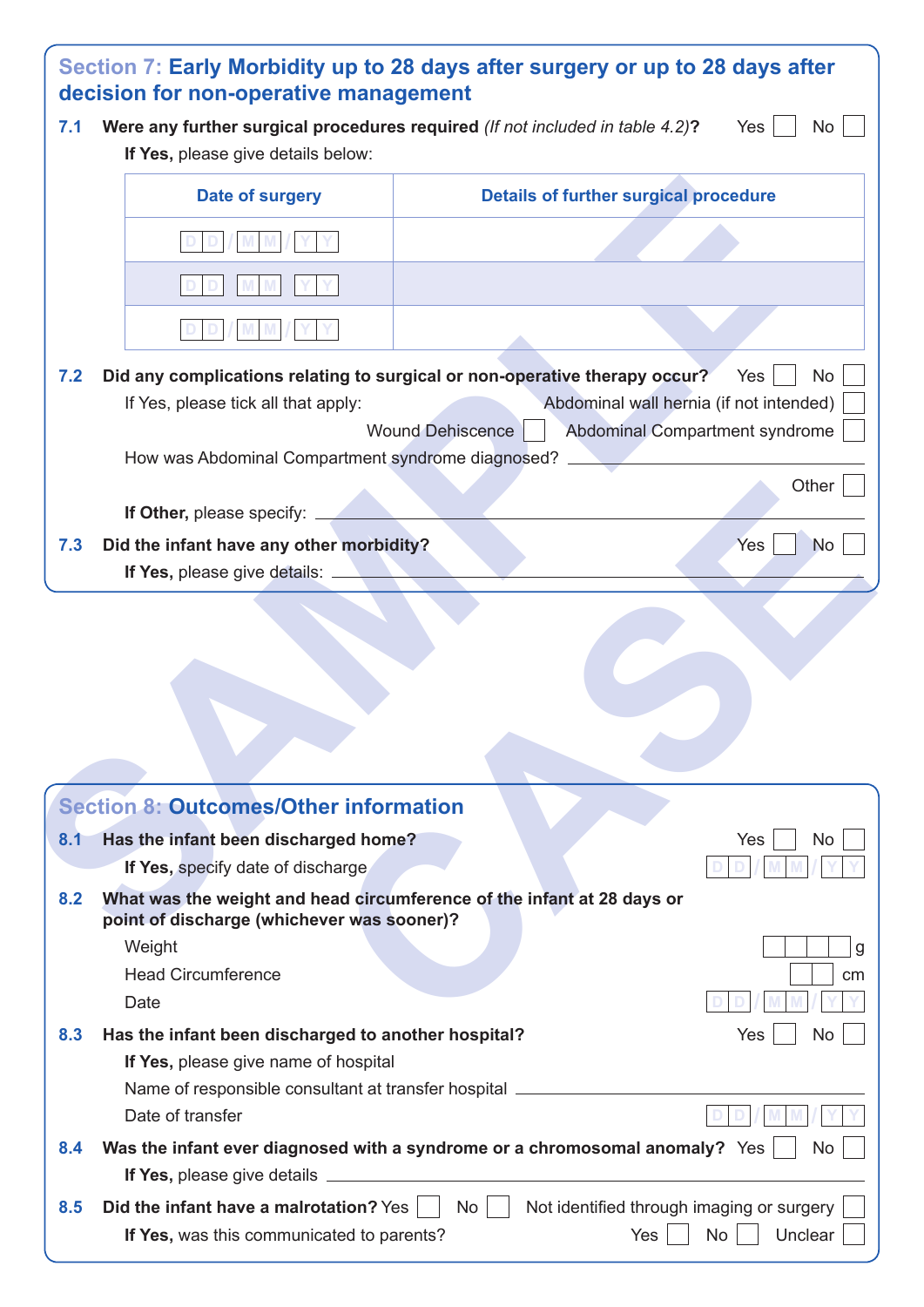## Section 7: Early Morbidity up to 28 days after surgery or up to 28 days after decision for non-operative management

**7.1 Were any further surgical procedures required** *(If not included in table 4.2)***?** Yes ☐ No ☐

**If Yes,** please give details below:

| Date of surgery | Details of further surgical procedure |
|---|---|
| DD/MM/YY | |
| DD/MM/YY | |
| DD/MM/YY | |

**7.2 Did any complications relating to surgical or non-operative therapy occur?** Yes ☐ No ☐

If Yes, please tick all that apply:

Abdominal wall hernia (if not intended) ☐

Wound Dehiscence ☐ Abdominal Compartment syndrome ☐

How was Abdominal Compartment syndrome diagnosed? ____________

Other ☐

**If Other,** please specify: ____________

**7.3 Did the infant have any other morbidity?** Yes ☐ No ☐

**If Yes,** please give details: ____________

SAMPLE CASE

## Section 8: Outcomes/Other information

**8.1 Has the infant been discharged home?** Yes ☐ No ☐

**If Yes,** specify date of discharge DD/MM/YY

**8.2 What was the weight and head circumference of the infant at 28 days or point of discharge (whichever was sooner)?**

Weight ☐☐☐☐ g

Head Circumference ☐☐ cm

Date DD/MM/YY

**8.3 Has the infant been discharged to another hospital?** Yes ☐ No ☐

**If Yes,** please give name of hospital

Name of responsible consultant at transfer hospital ____________

Date of transfer DD/MM/YY

**8.4 Was the infant ever diagnosed with a syndrome or a chromosomal anomaly?** Yes ☐ No ☐

**If Yes,** please give details ____________

**8.5 Did the infant have a malrotation?** Yes ☐ No ☐ Not identified through imaging or surgery ☐

**If Yes,** was this communicated to parents? Yes ☐ No ☐ Unclear ☐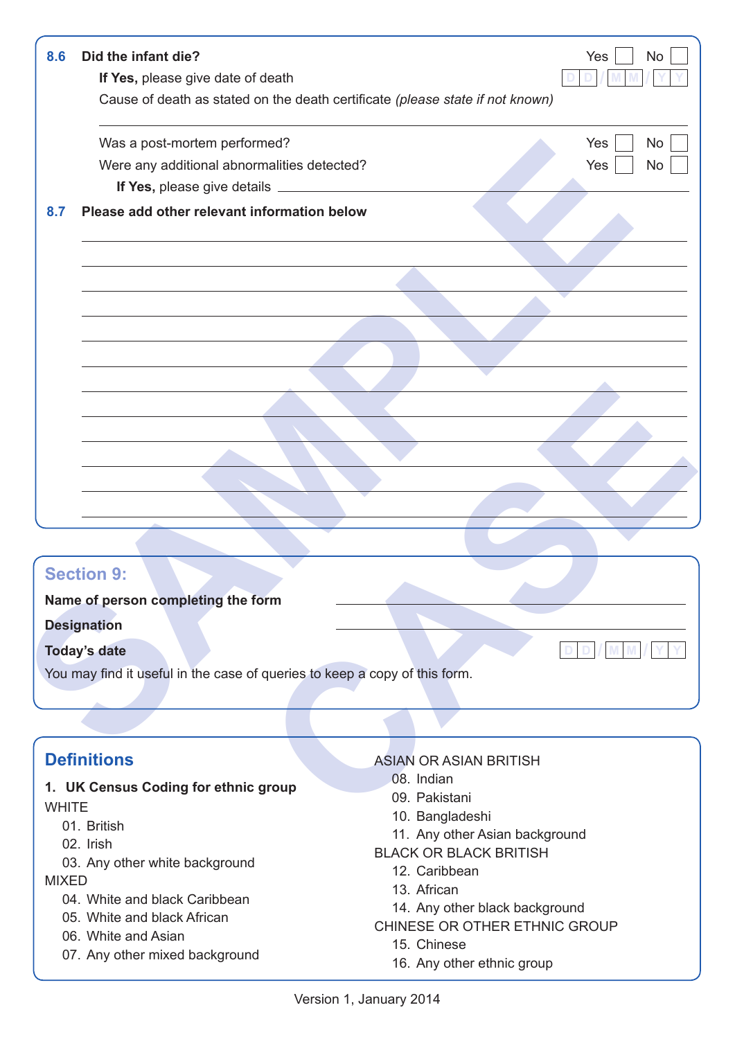**8.6 Did the infant die?** Yes ☐ No ☐

If Yes, please give date of death DD/MM/YY

Cause of death as stated on the death certificate *(please state if not known)*

Was a post-mortem performed? Yes ☐ No ☐

Were any additional abnormalities detected? Yes ☐ No ☐

**If Yes,** please give details

**8.7 Please add other relevant information below**

## Section 9:

**Name of person completing the form**

**Designation**

**Today's date** DD/MM/YY

You may find it useful in the case of queries to keep a copy of this form.

## Definitions

**1. UK Census Coding for ethnic group**

WHITE
- 01. British
- 02. Irish
- 03. Any other white background

MIXED
- 04. White and black Caribbean
- 05. White and black African
- 06. White and Asian
- 07. Any other mixed background

ASIAN OR ASIAN BRITISH
- 08. Indian
- 09. Pakistani
- 10. Bangladeshi
- 11. Any other Asian background

BLACK OR BLACK BRITISH
- 12. Caribbean
- 13. African
- 14. Any other black background

CHINESE OR OTHER ETHNIC GROUP
- 15. Chinese
- 16. Any other ethnic group

Version 1, January 2014